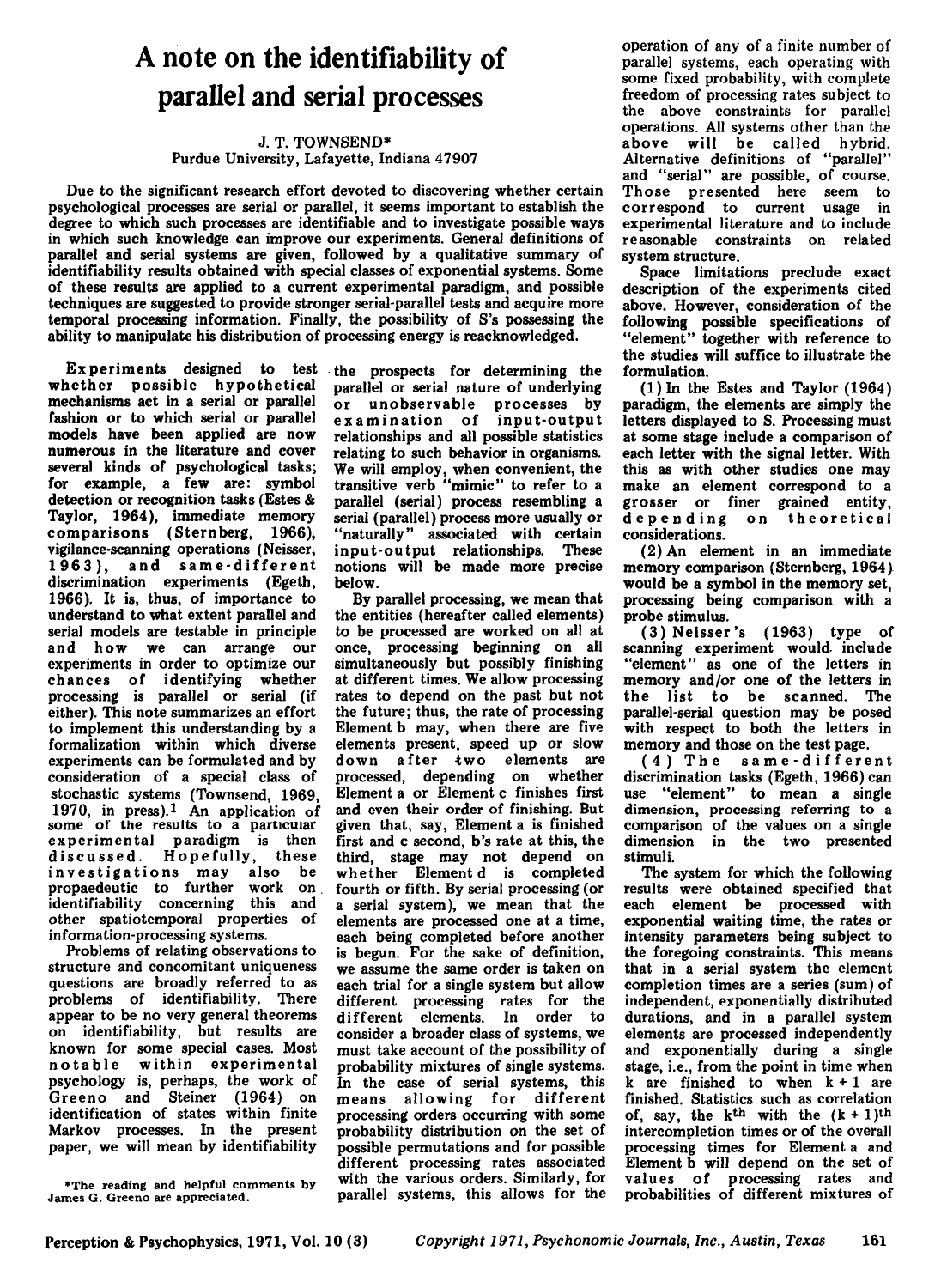# A note on the identifiability of parallel and serial processes

J. T. TOWNSEND*
Purdue University, Lafayette, Indiana 47907

Due to the significant research effort devoted to discovering whether certain psychological processes are serial or parallel, it seems important to establish the degree to which such processes are identifiable and to investigate possible ways in which such knowledge can improve our experiments. General definitions of parallel and serial systems are given, followed by a qualitative summary of identifiability results obtained with special classes of exponential systems. Some of these results are applied to a current experimental paradigm, and possible techniques are suggested to provide stronger serial-parallel tests and acquire more temporal processing information. Finally, the possibility of S's possessing the ability to manipulate his distribution of processing energy is reacknowledged.

Experiments designed to test whether possible hypothetical mechanisms act in a serial or parallel fashion or to which serial or parallel models have been applied are now numerous in the literature and cover several kinds of psychological tasks; for example, a few are: symbol detection or recognition tasks (Estes & Taylor, 1964), immediate memory comparisons (Sternberg, 1966), vigilance-scanning operations (Neisser, 1963), and same-different discrimination experiments (Egeth, 1966). It is, thus, of importance to understand to what extent parallel and serial models are testable in principle and how we can arrange our experiments in order to optimize our chances of identifying whether processing is parallel or serial (if either). This note summarizes an effort to implement this understanding by a formalization within which diverse experiments can be formulated and by consideration of a special class of stochastic systems (Townsend, 1969, 1970, in press).[1] An application of some of the results to a particular experimental paradigm is then discussed. Hopefully, these investigations may also be propaedeutic to further work on identifiability concerning this and other spatiotemporal properties of information-processing systems.

Problems of relating observations to structure and concomitant uniqueness questions are broadly referred to as problems of identifiability. There appear to be no very general theorems on identifiability, but results are known for some special cases. Most notable within experimental psychology is, perhaps, the work of Greeno and Steiner (1964) on identification of states within finite Markov processes. In the present paper, we will mean by identifiability the prospects for determining the parallel or serial nature of underlying or unobservable processes by examination of input-output relationships and all possible statistics relating to such behavior in organisms. We will employ, when convenient, the transitive verb "mimic" to refer to a parallel (serial) process resembling a serial (parallel) process more usually or "naturally" associated with certain input-output relationships. These notions will be made more precise below.

By parallel processing, we mean that the entities (hereafter called elements) to be processed are worked on all at once, processing beginning on all simultaneously but possibly finishing at different times. We allow processing rates to depend on the past but not the future; thus, the rate of processing Element b may, when there are five elements present, speed up or slow down after two elements are processed, depending on whether Element a or Element c finishes first and even their order of finishing. But given that, say, Element a is finished first and c second, b's rate at this, the third, stage may not depend on whether Element d is completed fourth or fifth. By serial processing (or a serial system), we mean that the elements are processed one at a time, each being completed before another is begun. For the sake of definition, we assume the same order is taken on each trial for a single system but allow different processing rates for the different elements. In order to consider a broader class of systems, we must take account of the possibility of probability mixtures of single systems. In the case of serial systems, this means allowing for different processing orders occurring with some probability distribution on the set of possible permutations and for possible different processing rates associated with the various orders. Similarly, for parallel systems, this allows for the operation of any of a finite number of parallel systems, each operating with some fixed probability, with complete freedom of processing rates subject to the above constraints for parallel operations. All systems other than the above will be called hybrid. Alternative definitions of "parallel" and "serial" are possible, of course. Those presented here seem to correspond to current usage in experimental literature and to include reasonable constraints on related system structure.

Space limitations preclude exact description of the experiments cited above. However, consideration of the following possible specifications of "element" together with reference to the studies will suffice to illustrate the formulation.

(1) In the Estes and Taylor (1964) paradigm, the elements are simply the letters displayed to S. Processing must at some stage include a comparison of each letter with the signal letter. With this as with other studies one may make an element correspond to a grosser or finer grained entity, depending on theoretical considerations.

(2) An element in an immediate memory comparison (Sternberg, 1964) would be a symbol in the memory set, processing being comparison with a probe stimulus.

(3) Neisser's (1963) type of scanning experiment would include "element" as one of the letters in memory and/or one of the letters in the list to be scanned. The parallel-serial question may be posed with respect to both the letters in memory and those on the test page.

(4) The same-different discrimination tasks (Egeth, 1966) can use "element" to mean a single dimension, processing referring to a comparison of the values on a single dimension in the two presented stimuli.

The system for which the following results were obtained specified that each element be processed with exponential waiting time, the rates or intensity parameters being subject to the foregoing constraints. This means that in a serial system the element completion times are a series (sum) of independent, exponentially distributed durations, and in a parallel system elements are processed independently and exponentially during a single stage, i.e., from the point in time when k are finished to when k + 1 are finished. Statistics such as correlation of, say, the $k^{th}$ with the $(k + 1)^{th}$ intercompletion times or of the overall processing times for Element a and Element b will depend on the set of values of processing rates and probabilities of different mixtures of

*The reading and helpful comments by James G. Greeno are appreciated.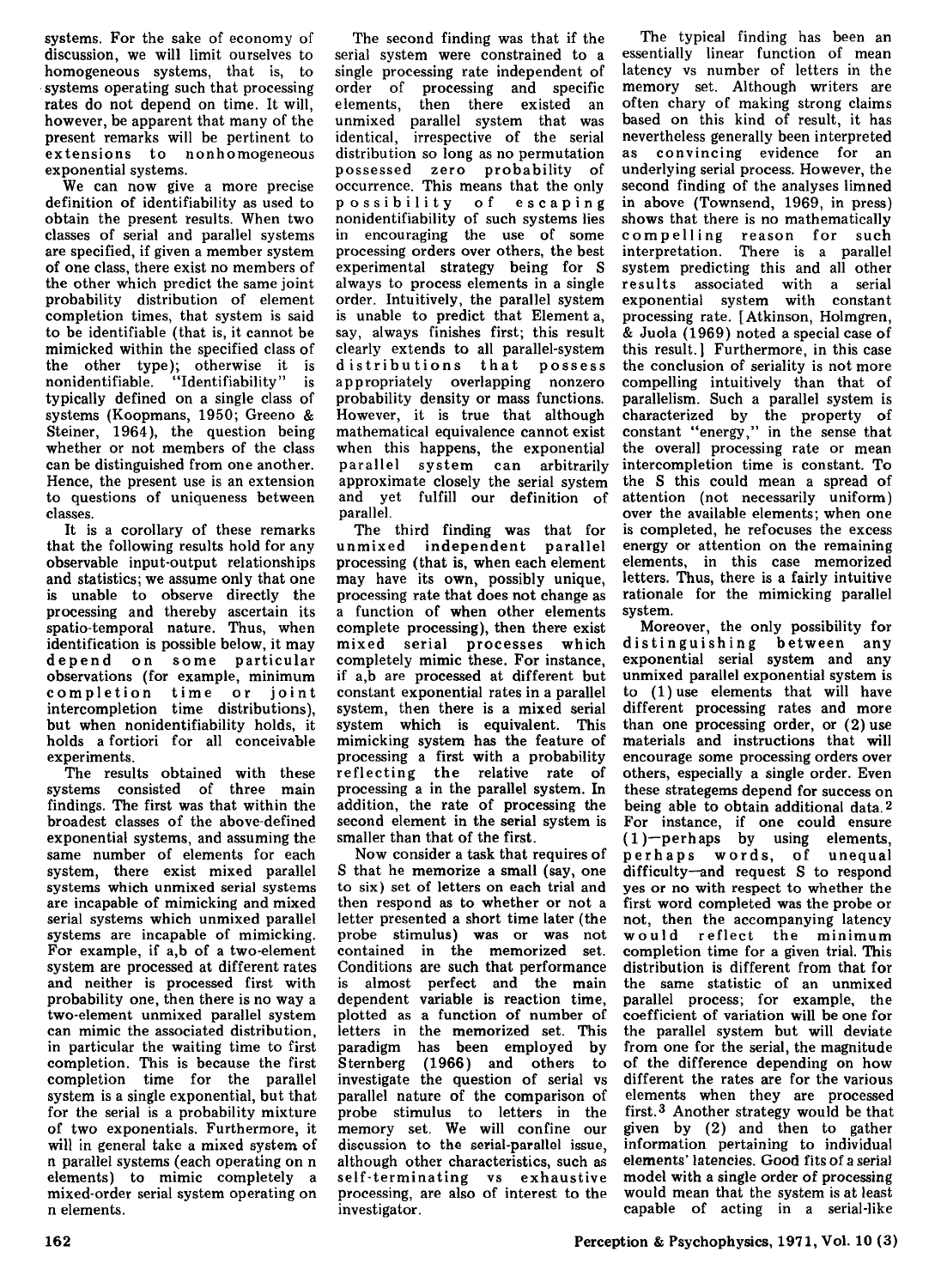systems. For the sake of economy of discussion, we will limit ourselves to homogeneous systems, that is, to systems operating such that processing rates do not depend on time. It will, however, be apparent that many of the present remarks will be pertinent to extensions to nonhomogeneous exponential systems.

We can now give a more precise definition of identifiability as used to obtain the present results. When two classes of serial and parallel systems are specified, if given a member system of one class, there exist no members of the other which predict the same joint probability distribution of element completion times, that system is said to be identifiable (that is, it cannot be mimicked within the specified class of the other type); otherwise it is nonidentifiable. "Identifiability" is typically defined on a single class of systems (Koopmans, 1950; Greeno & Steiner, 1964), the question being whether or not members of the class can be distinguished from one another. Hence, the present use is an extension to questions of uniqueness between classes.

It is a corollary of these remarks that the following results hold for any observable input-output relationships and statistics; we assume only that one is unable to observe directly the processing and thereby ascertain its spatio-temporal nature. Thus, when identification is possible below, it may depend on some particular observations (for example, minimum completion time or joint intercompletion time distributions), but when nonidentifiability holds, it holds a fortiori for all conceivable experiments.

The results obtained with these systems consisted of three main findings. The first was that within the broadest classes of the above-defined exponential systems, and assuming the same number of elements for each system, there exist mixed parallel systems which unmixed serial systems are incapable of mimicking and mixed serial systems which unmixed parallel systems are incapable of mimicking. For example, if a,b of a two-element system are processed at different rates and neither is processed first with probability one, then there is no way a two-element unmixed parallel system can mimic the associated distribution, in particular the waiting time to first completion. This is because the first completion time for the parallel system is a single exponential, but that for the serial is a probability mixture of two exponentials. Furthermore, it will in general take a mixed system of n parallel systems (each operating on n elements) to mimic completely a mixed-order serial system operating on n elements.

The second finding was that if the serial system were constrained to a single processing rate independent of order of processing and specific elements, then there existed an unmixed parallel system that was identical, irrespective of the serial distribution so long as no permutation possessed zero probability of occurrence. This means that the only possibility of escaping nonidentifiability of such systems lies in encouraging the use of some processing orders over others, the best experimental strategy being for S always to process elements in a single order. Intuitively, the parallel system is unable to predict that Element a, say, always finishes first; this result clearly extends to all parallel-system distributions that possess appropriately overlapping nonzero probability density or mass functions. However, it is true that although mathematical equivalence cannot exist when this happens, the exponential parallel system can arbitrarily approximate closely the serial system and yet fulfill our definition of parallel.

The third finding was that for unmixed independent parallel processing (that is, when each element may have its own, possibly unique, processing rate that does not change as a function of when other elements complete processing), then there exist mixed serial processes which completely mimic these. For instance, if a,b are processed at different but constant exponential rates in a parallel system, then there is a mixed serial system which is equivalent. This mimicking system has the feature of processing a first with a probability reflecting the relative rate of processing a in the parallel system. In addition, the rate of processing the second element in the serial system is smaller than that of the first.

Now consider a task that requires of S that he memorize a small (say, one to six) set of letters on each trial and then respond as to whether or not a letter presented a short time later (the probe stimulus) was or was not contained in the memorized set. Conditions are such that performance is almost perfect and the main dependent variable is reaction time, plotted as a function of number of letters in the memorized set. This paradigm has been employed by Sternberg (1966) and others to investigate the question of serial vs parallel nature of the comparison of probe stimulus to letters in the memory set. We will confine our discussion to the serial-parallel issue, although other characteristics, such as self-terminating vs exhaustive processing, are also of interest to the investigator.

The typical finding has been an essentially linear function of mean latency vs number of letters in the memory set. Although writers are often chary of making strong claims based on this kind of result, it has nevertheless generally been interpreted as convincing evidence for an underlying serial process. However, the second finding of the analyses limned in above (Townsend, 1969, in press) shows that there is no mathematically compelling reason for such interpretation. There is a parallel system predicting this and all other results associated with a serial exponential system with constant processing rate. [Atkinson, Holmgren, & Juola (1969) noted a special case of this result.] Furthermore, in this case the conclusion of seriality is not more compelling intuitively than that of parallelism. Such a parallel system is characterized by the property of constant "energy," in the sense that the overall processing rate or mean intercompletion time is constant. To the S this could mean a spread of attention (not necessarily uniform) over the available elements; when one is completed, he refocuses the excess energy or attention on the remaining elements, in this case memorized letters. Thus, there is a fairly intuitive rationale for the mimicking parallel system.

Moreover, the only possibility for distinguishing between any exponential serial system and any unmixed parallel exponential system is to (1) use elements that will have different processing rates and more than one processing order, or (2) use materials and instructions that will encourage some processing orders over others, especially a single order. Even these strategems depend for success on being able to obtain additional data.[2] For instance, if one could ensure (1)—perhaps by using elements, perhaps words, of unequal difficulty—and request S to respond yes or no with respect to whether the first word completed was the probe or not, then the accompanying latency would reflect the minimum completion time for a given trial. This distribution is different from that for the same statistic of an unmixed parallel process; for example, the coefficient of variation will be one for the parallel system but will deviate from one for the serial, the magnitude of the difference depending on how different the rates are for the various elements when they are processed first.[3] Another strategy would be that given by (2) and then to gather information pertaining to individual elements' latencies. Good fits of a serial model with a single order of processing would mean that the system is at least capable of acting in a serial-like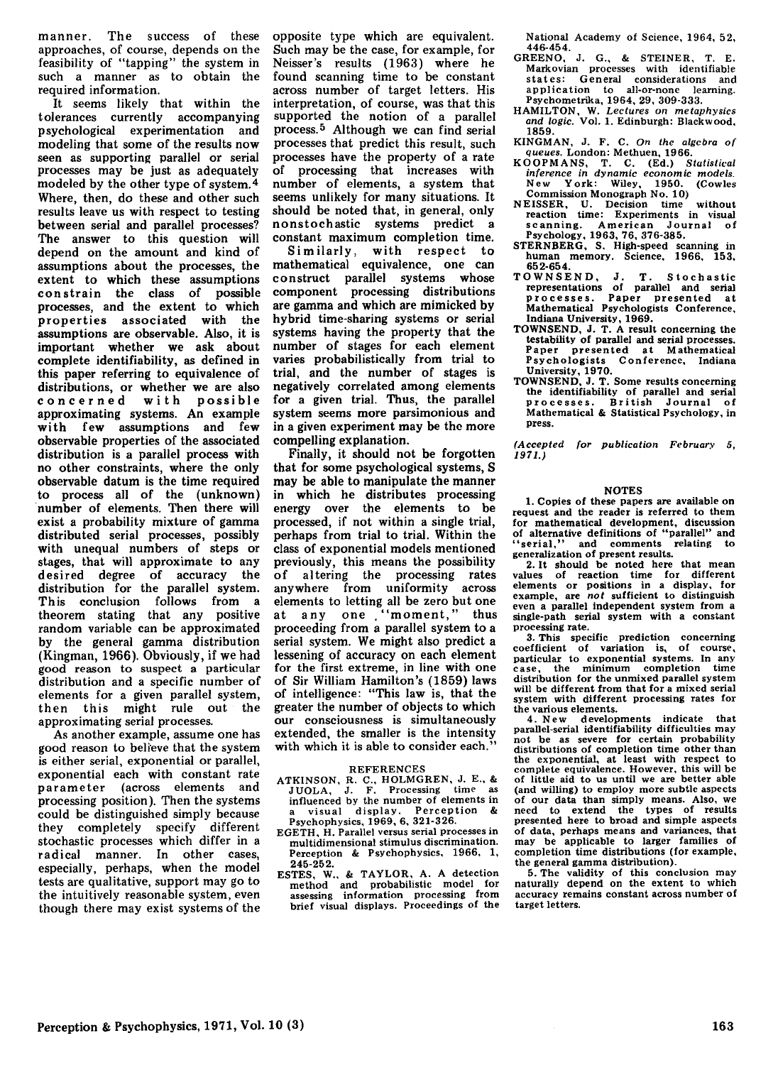manner. The success of these approaches, of course, depends on the feasibility of "tapping" the system in such a manner as to obtain the required information.

It seems likely that within the tolerances currently accompanying psychological experimentation and modeling that some of the results now seen as supporting parallel or serial processes may be just as adequately modeled by the other type of system.[4] Where, then, do these and other such results leave us with respect to testing between serial and parallel processes? The answer to this question will depend on the amount and kind of assumptions about the processes, the extent to which these assumptions constrain the class of possible processes, and the extent to which properties associated with the assumptions are observable. Also, it is important whether we ask about complete identifiability, as defined in this paper referring to equivalence of distributions, or whether we are also concerned with possible approximating systems. An example with few assumptions and few observable properties of the associated distribution is a parallel process with no other constraints, where the only observable datum is the time required to process all of the (unknown) number of elements. Then there will exist a probability mixture of gamma distributed serial processes, possibly with unequal numbers of steps or stages, that will approximate to any desired degree of accuracy the distribution for the parallel system. This conclusion follows from a theorem stating that any positive random variable can be approximated by the general gamma distribution (Kingman, 1966). Obviously, if we had good reason to suspect a particular distribution and a specific number of elements for a given parallel system, then this might rule out the approximating serial processes.

As another example, assume one has good reason to believe that the system is either serial, exponential or parallel, exponential each with constant rate parameter (across elements and processing position). Then the systems could be distinguished simply because they completely specify different stochastic processes which differ in a radical manner. In other cases, especially, perhaps, when the model tests are qualitative, support may go to the intuitively reasonable system, even though there may exist systems of the opposite type which are equivalent. Such may be the case, for example, for Neisser's results (1963) where he found scanning time to be constant across number of target letters. His interpretation, of course, was that this supported the notion of a parallel process.[5] Although we can find serial processes that predict this result, such processes have the property of a rate of processing that increases with number of elements, a system that seems unlikely for many situations. It should be noted that, in general, only nonstochastic systems predict a constant maximum completion time.

Similarly, with respect to mathematical equivalence, one can construct parallel systems whose component processing distributions are gamma and which are mimicked by hybrid time-sharing systems or serial systems having the property that the number of stages for each element varies probabilistically from trial to trial, and the number of stages is negatively correlated among elements for a given trial. Thus, the parallel system seems more parsimonious and in a given experiment may be the more compelling explanation.

Finally, it should not be forgotten that for some psychological systems, S may be able to manipulate the manner in which he distributes processing energy over the elements to be processed, if not within a single trial, perhaps from trial to trial. Within the class of exponential models mentioned previously, this means the possibility of altering the processing rates anywhere from uniformity across elements to letting all be zero but one at any one "moment," thus proceeding from a parallel system to a serial system. We might also predict a lessening of accuracy on each element for the first extreme, in line with one of Sir William Hamilton's (1859) laws of intelligence: "This law is, that the greater the number of objects to which our consciousness is simultaneously extended, the smaller is the intensity with which it is able to consider each."

## REFERENCES

ATKINSON, R. C., HOLMGREN, J. E., & JUOLA, J. F. Processing time as influenced by the number of elements in a visual display. Perception & Psychophysics, 1969, 6, 321-326.

EGETH, H. Parallel versus serial processes in multidimensional stimulus discrimination. Perception & Psychophysics, 1966, 1, 245-252.

ESTES, W., & TAYLOR, A. A detection method and probabilistic model for assessing information processing from brief visual displays. Proceedings of the National Academy of Science, 1964, 52, 446-454.

GREENO, J. G., & STEINER, T. E. Markovian processes with identifiable states: General considerations and application to all-or-none learning. Psychometrika, 1964, 29, 309-333.

HAMILTON, W. *Lectures on metaphysics and logic.* Vol. 1. Edinburgh: Blackwood, 1859.

KINGMAN, J. F. C. *On the algebra of queues.* London: Methuen, 1966.

KOOPMANS, T. C. (Ed.) *Statistical inference in dynamic economic models.* New York: Wiley, 1950. (Cowles Commission Monograph No. 10)

NEISSER, U. Decision time without reaction time: Experiments in visual scanning. American Journal of Psychology, 1963, 76, 376-385.

STERNBERG, S. High-speed scanning in human memory. Science, 1966, 153, 652-654.

TOWNSEND, J. T. Stochastic representations of parallel and serial processes. Paper presented at Mathematical Psychologists Conference, Indiana University, 1969.

TOWNSEND, J. T. A result concerning the testability of parallel and serial processes. Paper presented at Mathematical Psychologists Conference, Indiana University, 1970.

TOWNSEND, J. T. Some results concerning the identifiability of parallel and serial processes. British Journal of Mathematical & Statistical Psychology, in press.

*(Accepted for publication February 5, 1971.)*

## NOTES

1. Copies of these papers are available on request and the reader is referred to them for mathematical development, discussion of alternative definitions of "parallel" and "serial," and comments relating to generalization of present results.

2. It should be noted here that mean values of reaction time for different elements or positions in a display, for example, are *not* sufficient to distinguish even a parallel independent system from a single-path serial system with a constant processing rate.

3. This specific prediction concerning coefficient of variation is, of course, particular to exponential systems. In any case, the minimum completion time distribution for the unmixed parallel system will be different from that for a mixed serial system with different processing rates for the various elements.

4. New developments indicate that parallel-serial identifiability difficulties may not be as severe for certain probability distributions of completion time other than the exponential, at least with respect to complete equivalence. However, this will be of little aid to us until we are better able (and willing) to employ more subtle aspects of our data than simply means. Also, we need to extend the types of results presented here to broad and simple aspects of data, perhaps means and variances, that may be applicable to larger families of completion time distributions (for example, the general gamma distribution).

5. The validity of this conclusion may naturally depend on the extent to which accuracy remains constant across number of target letters.